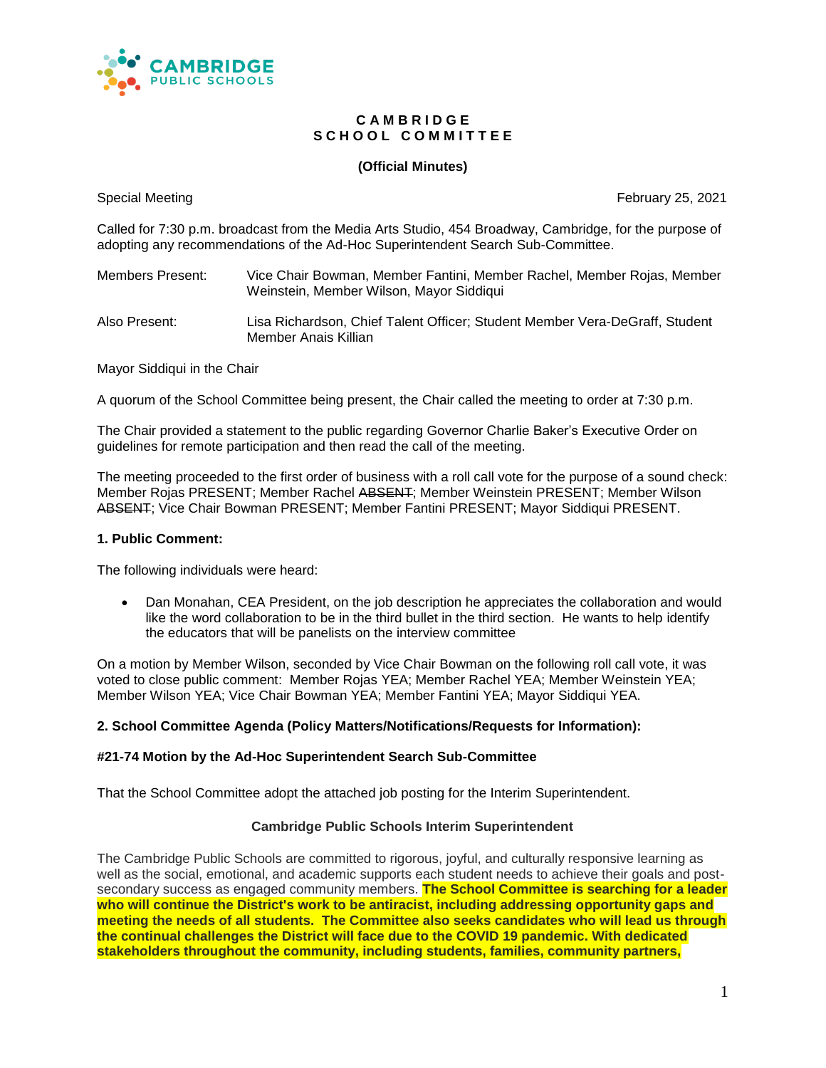**CAMBRIDGE**
**SCHOOL COMMITTEE**

**(Official Minutes)**

Special Meeting February 25, 2021

Called for 7:30 p.m. broadcast from the Media Arts Studio, 454 Broadway, Cambridge, for the purpose of adopting any recommendations of the Ad-Hoc Superintendent Search Sub-Committee.

Members Present: Vice Chair Bowman, Member Fantini, Member Rachel, Member Rojas, Member Weinstein, Member Wilson, Mayor Siddiqui

Also Present: Lisa Richardson, Chief Talent Officer; Student Member Vera-DeGraff, Student Member Anais Killian

Mayor Siddiqui in the Chair

A quorum of the School Committee being present, the Chair called the meeting to order at 7:30 p.m.

The Chair provided a statement to the public regarding Governor Charlie Baker's Executive Order on guidelines for remote participation and then read the call of the meeting.

The meeting proceeded to the first order of business with a roll call vote for the purpose of a sound check: Member Rojas PRESENT; Member Rachel ~~ABSENT~~; Member Weinstein PRESENT; Member Wilson ~~ABSENT~~; Vice Chair Bowman PRESENT; Member Fantini PRESENT; Mayor Siddiqui PRESENT.

**1. Public Comment:**

The following individuals were heard:

- Dan Monahan, CEA President, on the job description he appreciates the collaboration and would like the word collaboration to be in the third bullet in the third section. He wants to help identify the educators that will be panelists on the interview committee

On a motion by Member Wilson, seconded by Vice Chair Bowman on the following roll call vote, it was voted to close public comment: Member Rojas YEA; Member Rachel YEA; Member Weinstein YEA; Member Wilson YEA; Vice Chair Bowman YEA; Member Fantini YEA; Mayor Siddiqui YEA.

**2. School Committee Agenda (Policy Matters/Notifications/Requests for Information):**

**#21-74 Motion by the Ad-Hoc Superintendent Search Sub-Committee**

That the School Committee adopt the attached job posting for the Interim Superintendent.

**Cambridge Public Schools Interim Superintendent**

The Cambridge Public Schools are committed to rigorous, joyful, and culturally responsive learning as well as the social, emotional, and academic supports each student needs to achieve their goals and post-secondary success as engaged community members. **The School Committee is searching for a leader who will continue the District's work to be antiracist, including addressing opportunity gaps and meeting the needs of all students. The Committee also seeks candidates who will lead us through the continual challenges the District will face due to the COVID 19 pandemic. With dedicated stakeholders throughout the community, including students, families, community partners,**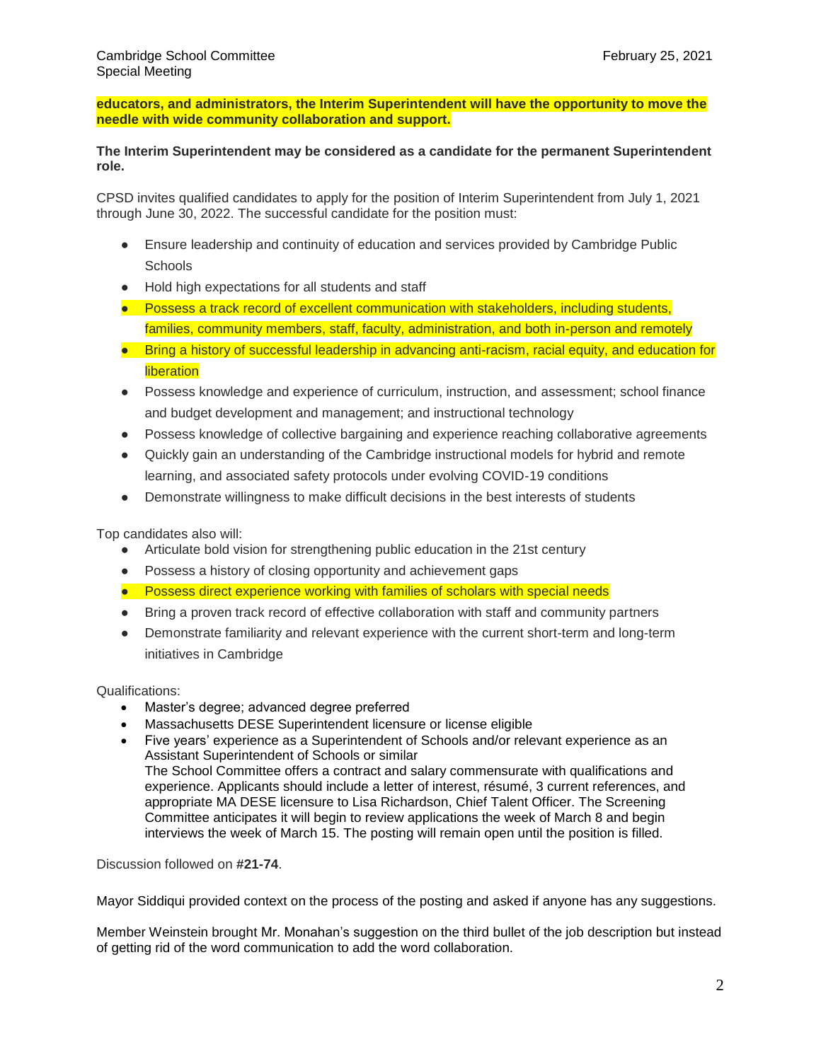**educators, and administrators, the Interim Superintendent will have the opportunity to move the needle with wide community collaboration and support.**

**The Interim Superintendent may be considered as a candidate for the permanent Superintendent role.**

CPSD invites qualified candidates to apply for the position of Interim Superintendent from July 1, 2021 through June 30, 2022. The successful candidate for the position must:

- Ensure leadership and continuity of education and services provided by Cambridge Public Schools
- Hold high expectations for all students and staff
- Possess a track record of excellent communication with stakeholders, including students, families, community members, staff, faculty, administration, and both in-person and remotely
- Bring a history of successful leadership in advancing anti-racism, racial equity, and education for liberation
- Possess knowledge and experience of curriculum, instruction, and assessment; school finance and budget development and management; and instructional technology
- Possess knowledge of collective bargaining and experience reaching collaborative agreements
- Quickly gain an understanding of the Cambridge instructional models for hybrid and remote learning, and associated safety protocols under evolving COVID-19 conditions
- Demonstrate willingness to make difficult decisions in the best interests of students

Top candidates also will:

- Articulate bold vision for strengthening public education in the 21st century
- Possess a history of closing opportunity and achievement gaps
- Possess direct experience working with families of scholars with special needs
- Bring a proven track record of effective collaboration with staff and community partners
- Demonstrate familiarity and relevant experience with the current short-term and long-term initiatives in Cambridge

Qualifications:

- Master's degree; advanced degree preferred
- Massachusetts DESE Superintendent licensure or license eligible
- Five years' experience as a Superintendent of Schools and/or relevant experience as an Assistant Superintendent of Schools or similar
  The School Committee offers a contract and salary commensurate with qualifications and experience. Applicants should include a letter of interest, résumé, 3 current references, and appropriate MA DESE licensure to Lisa Richardson, Chief Talent Officer. The Screening Committee anticipates it will begin to review applications the week of March 8 and begin interviews the week of March 15. The posting will remain open until the position is filled.

Discussion followed on **#21-74**.

Mayor Siddiqui provided context on the process of the posting and asked if anyone has any suggestions.

Member Weinstein brought Mr. Monahan's suggestion on the third bullet of the job description but instead of getting rid of the word communication to add the word collaboration.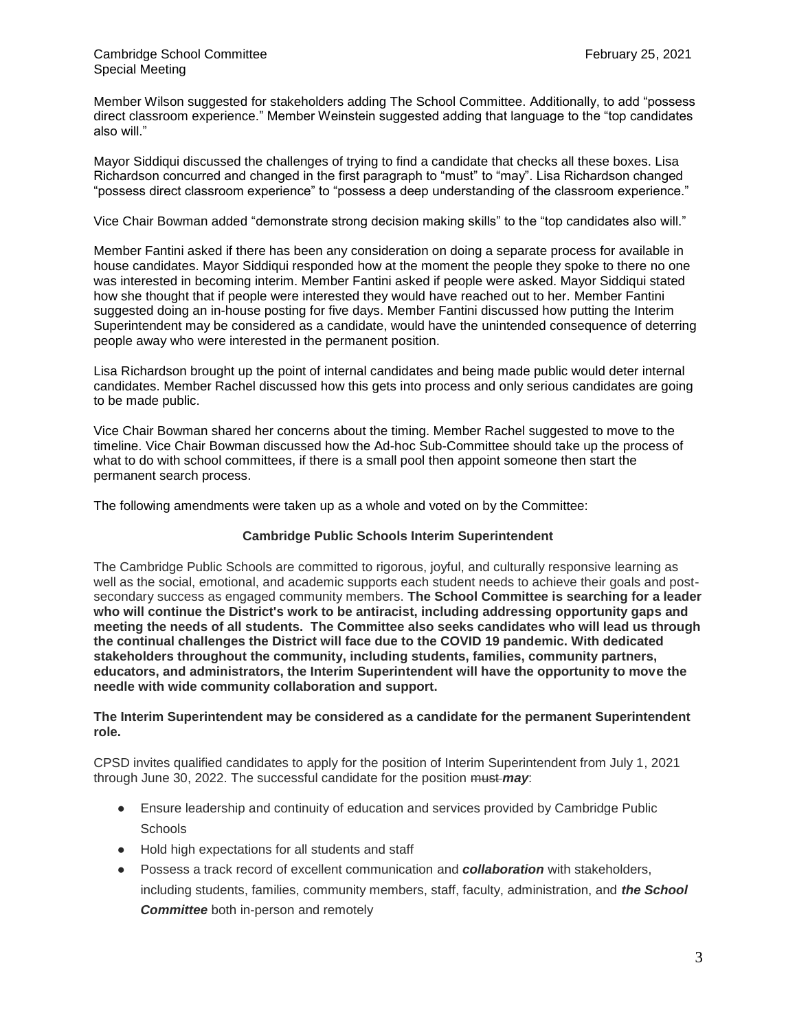Member Wilson suggested for stakeholders adding The School Committee. Additionally, to add "possess direct classroom experience." Member Weinstein suggested adding that language to the "top candidates also will."

Mayor Siddiqui discussed the challenges of trying to find a candidate that checks all these boxes. Lisa Richardson concurred and changed in the first paragraph to "must" to "may". Lisa Richardson changed "possess direct classroom experience" to "possess a deep understanding of the classroom experience."

Vice Chair Bowman added "demonstrate strong decision making skills" to the "top candidates also will."

Member Fantini asked if there has been any consideration on doing a separate process for available in house candidates. Mayor Siddiqui responded how at the moment the people they spoke to there no one was interested in becoming interim. Member Fantini asked if people were asked. Mayor Siddiqui stated how she thought that if people were interested they would have reached out to her. Member Fantini suggested doing an in-house posting for five days. Member Fantini discussed how putting the Interim Superintendent may be considered as a candidate, would have the unintended consequence of deterring people away who were interested in the permanent position.

Lisa Richardson brought up the point of internal candidates and being made public would deter internal candidates. Member Rachel discussed how this gets into process and only serious candidates are going to be made public.

Vice Chair Bowman shared her concerns about the timing. Member Rachel suggested to move to the timeline. Vice Chair Bowman discussed how the Ad-hoc Sub-Committee should take up the process of what to do with school committees, if there is a small pool then appoint someone then start the permanent search process.

The following amendments were taken up as a whole and voted on by the Committee:

**Cambridge Public Schools Interim Superintendent**

The Cambridge Public Schools are committed to rigorous, joyful, and culturally responsive learning as well as the social, emotional, and academic supports each student needs to achieve their goals and post-secondary success as engaged community members. **The School Committee is searching for a leader who will continue the District's work to be antiracist, including addressing opportunity gaps and meeting the needs of all students. The Committee also seeks candidates who will lead us through the continual challenges the District will face due to the COVID 19 pandemic. With dedicated stakeholders throughout the community, including students, families, community partners, educators, and administrators, the Interim Superintendent will have the opportunity to move the needle with wide community collaboration and support.**

**The Interim Superintendent may be considered as a candidate for the permanent Superintendent role.**

CPSD invites qualified candidates to apply for the position of Interim Superintendent from July 1, 2021 through June 30, 2022. The successful candidate for the position ~~must~~ ***may***:

- Ensure leadership and continuity of education and services provided by Cambridge Public Schools
- Hold high expectations for all students and staff
- Possess a track record of excellent communication and ***collaboration*** with stakeholders, including students, families, community members, staff, faculty, administration, and ***the School Committee*** both in-person and remotely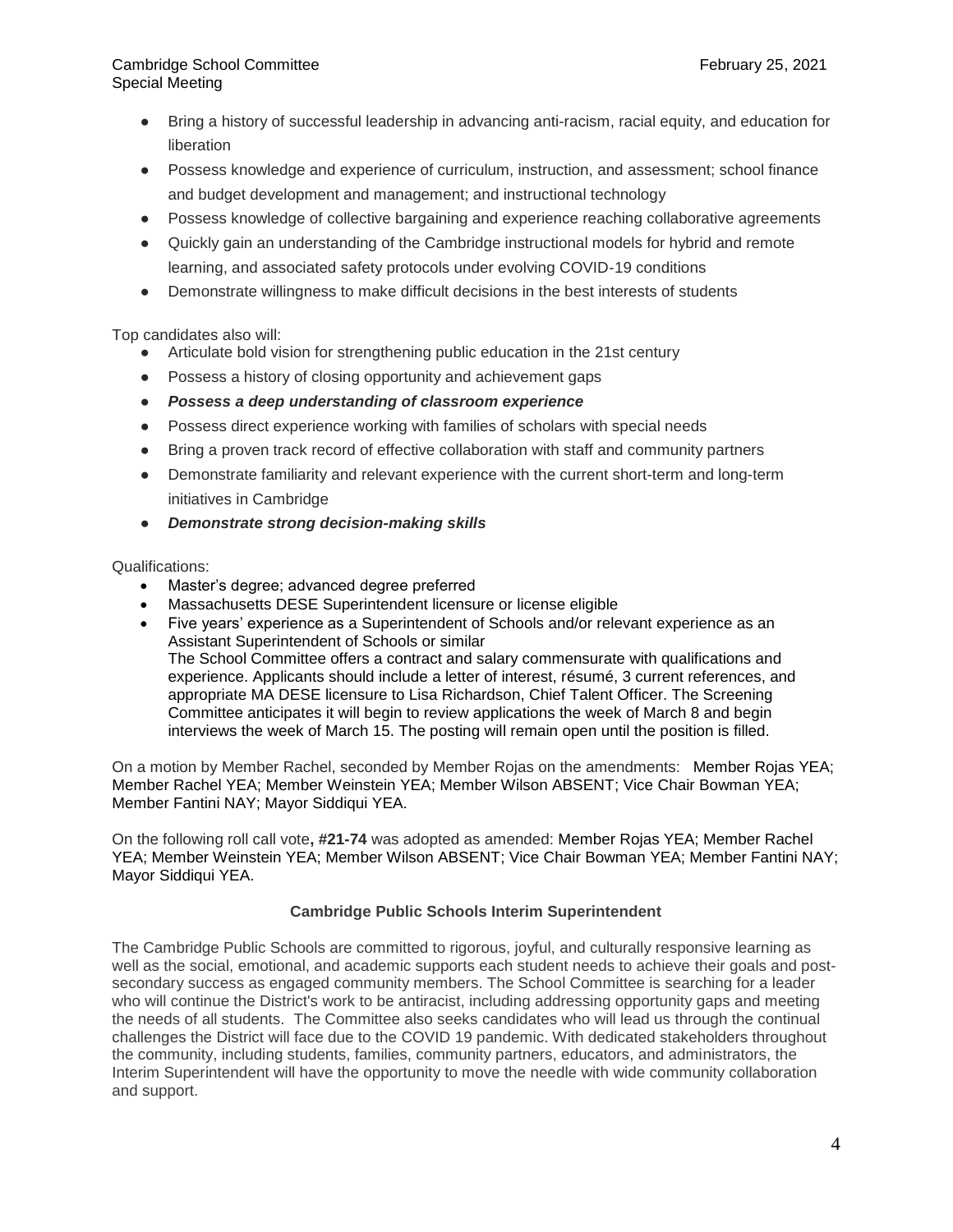- Bring a history of successful leadership in advancing anti-racism, racial equity, and education for liberation
- Possess knowledge and experience of curriculum, instruction, and assessment; school finance and budget development and management; and instructional technology
- Possess knowledge of collective bargaining and experience reaching collaborative agreements
- Quickly gain an understanding of the Cambridge instructional models for hybrid and remote learning, and associated safety protocols under evolving COVID-19 conditions
- Demonstrate willingness to make difficult decisions in the best interests of students

Top candidates also will:

- Articulate bold vision for strengthening public education in the 21st century
- Possess a history of closing opportunity and achievement gaps
- ***Possess a deep understanding of classroom experience***
- Possess direct experience working with families of scholars with special needs
- Bring a proven track record of effective collaboration with staff and community partners
- Demonstrate familiarity and relevant experience with the current short-term and long-term initiatives in Cambridge
- ***Demonstrate strong decision-making skills***

Qualifications:

- Master's degree; advanced degree preferred
- Massachusetts DESE Superintendent licensure or license eligible
- Five years' experience as a Superintendent of Schools and/or relevant experience as an Assistant Superintendent of Schools or similar
  The School Committee offers a contract and salary commensurate with qualifications and experience. Applicants should include a letter of interest, résumé, 3 current references, and appropriate MA DESE licensure to Lisa Richardson, Chief Talent Officer. The Screening Committee anticipates it will begin to review applications the week of March 8 and begin interviews the week of March 15. The posting will remain open until the position is filled.

On a motion by Member Rachel, seconded by Member Rojas on the amendments: Member Rojas YEA; Member Rachel YEA; Member Weinstein YEA; Member Wilson ABSENT; Vice Chair Bowman YEA; Member Fantini NAY; Mayor Siddiqui YEA.

On the following roll call vote**, #21-74** was adopted as amended: Member Rojas YEA; Member Rachel YEA; Member Weinstein YEA; Member Wilson ABSENT; Vice Chair Bowman YEA; Member Fantini NAY; Mayor Siddiqui YEA.

### Cambridge Public Schools Interim Superintendent

The Cambridge Public Schools are committed to rigorous, joyful, and culturally responsive learning as well as the social, emotional, and academic supports each student needs to achieve their goals and post-secondary success as engaged community members. The School Committee is searching for a leader who will continue the District's work to be antiracist, including addressing opportunity gaps and meeting the needs of all students. The Committee also seeks candidates who will lead us through the continual challenges the District will face due to the COVID 19 pandemic. With dedicated stakeholders throughout the community, including students, families, community partners, educators, and administrators, the Interim Superintendent will have the opportunity to move the needle with wide community collaboration and support.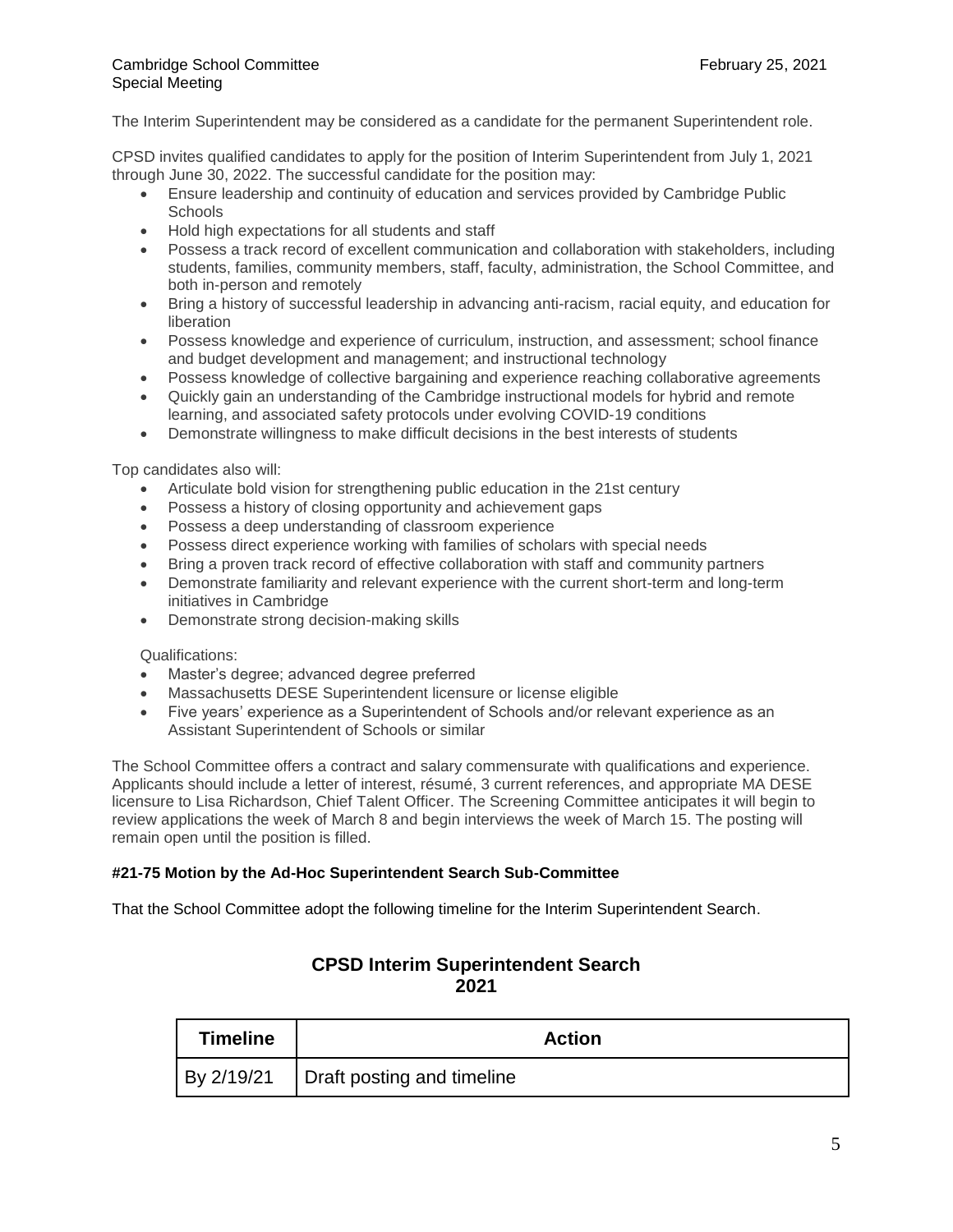The Interim Superintendent may be considered as a candidate for the permanent Superintendent role.

CPSD invites qualified candidates to apply for the position of Interim Superintendent from July 1, 2021 through June 30, 2022. The successful candidate for the position may:

- Ensure leadership and continuity of education and services provided by Cambridge Public Schools
- Hold high expectations for all students and staff
- Possess a track record of excellent communication and collaboration with stakeholders, including students, families, community members, staff, faculty, administration, the School Committee, and both in-person and remotely
- Bring a history of successful leadership in advancing anti-racism, racial equity, and education for liberation
- Possess knowledge and experience of curriculum, instruction, and assessment; school finance and budget development and management; and instructional technology
- Possess knowledge of collective bargaining and experience reaching collaborative agreements
- Quickly gain an understanding of the Cambridge instructional models for hybrid and remote learning, and associated safety protocols under evolving COVID-19 conditions
- Demonstrate willingness to make difficult decisions in the best interests of students

Top candidates also will:

- Articulate bold vision for strengthening public education in the 21st century
- Possess a history of closing opportunity and achievement gaps
- Possess a deep understanding of classroom experience
- Possess direct experience working with families of scholars with special needs
- Bring a proven track record of effective collaboration with staff and community partners
- Demonstrate familiarity and relevant experience with the current short-term and long-term initiatives in Cambridge
- Demonstrate strong decision-making skills

Qualifications:

- Master's degree; advanced degree preferred
- Massachusetts DESE Superintendent licensure or license eligible
- Five years' experience as a Superintendent of Schools and/or relevant experience as an Assistant Superintendent of Schools or similar

The School Committee offers a contract and salary commensurate with qualifications and experience. Applicants should include a letter of interest, résumé, 3 current references, and appropriate MA DESE licensure to Lisa Richardson, Chief Talent Officer. The Screening Committee anticipates it will begin to review applications the week of March 8 and begin interviews the week of March 15. The posting will remain open until the position is filled.

**#21-75 Motion by the Ad-Hoc Superintendent Search Sub-Committee**

That the School Committee adopt the following timeline for the Interim Superintendent Search.

## CPSD Interim Superintendent Search 2021

| Timeline | Action |
|---|---|
| By 2/19/21 | Draft posting and timeline |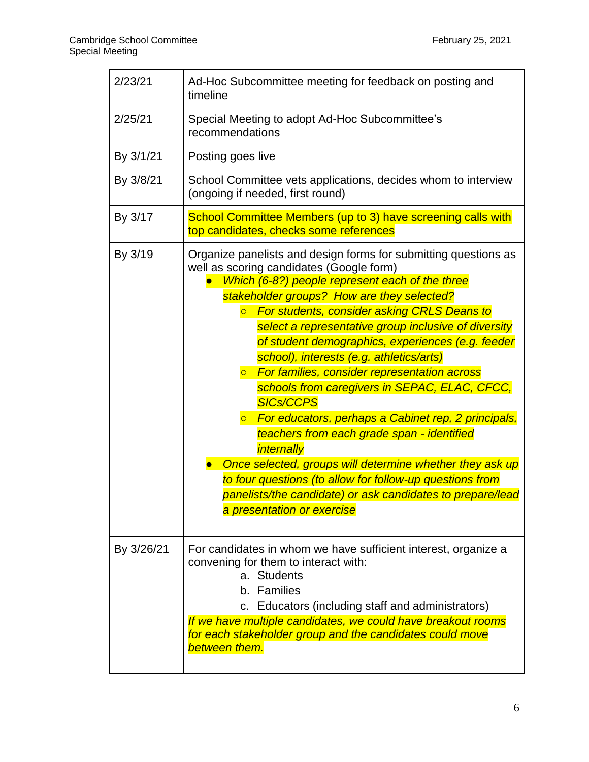| | |
|---|---|
| 2/23/21 | Ad-Hoc Subcommittee meeting for feedback on posting and timeline |
| 2/25/21 | Special Meeting to adopt Ad-Hoc Subcommittee's recommendations |
| By 3/1/21 | Posting goes live |
| By 3/8/21 | School Committee vets applications, decides whom to interview (ongoing if needed, first round) |
| By 3/17 | School Committee Members (up to 3) have screening calls with top candidates, checks some references |
| By 3/19 | Organize panelists and design forms for submitting questions as well as scoring candidates (Google form)<br>• *Which (6-8?) people represent each of the three stakeholder groups? How are they selected?*<br>&nbsp;&nbsp;&nbsp;&nbsp;○ *For students, consider asking CRLS Deans to select a representative group inclusive of diversity of student demographics, experiences (e.g. feeder school), interests (e.g. athletics/arts)*<br>&nbsp;&nbsp;&nbsp;&nbsp;○ *For families, consider representation across schools from caregivers in SEPAC, ELAC, CFCC, SICs/CCPS*<br>&nbsp;&nbsp;&nbsp;&nbsp;○ *For educators, perhaps a Cabinet rep, 2 principals, teachers from each grade span - identified internally*<br>• *Once selected, groups will determine whether they ask up to four questions (to allow for follow-up questions from panelists/the candidate) or ask candidates to prepare/lead a presentation or exercise* |
| By 3/26/21 | For candidates in whom we have sufficient interest, organize a convening for them to interact with:<br>a. Students<br>b. Families<br>c. Educators (including staff and administrators)<br>*If we have multiple candidates, we could have breakout rooms for each stakeholder group and the candidates could move between them.* |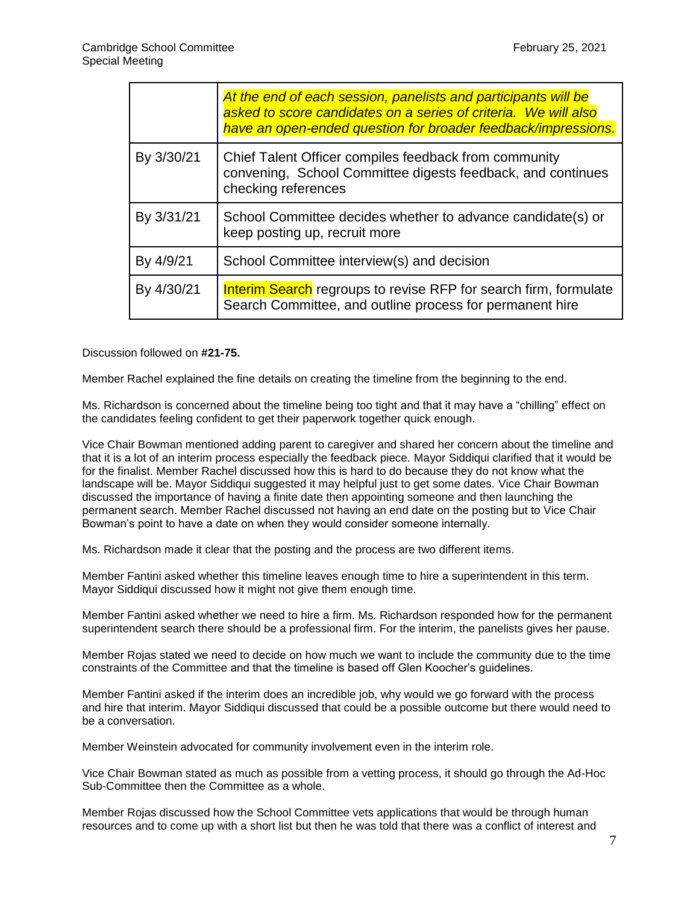| | |
|---|---|
| | *At the end of each session, panelists and participants will be asked to score candidates on a series of criteria. We will also have an open-ended question for broader feedback/impressions.* |
| By 3/30/21 | Chief Talent Officer compiles feedback from community convening, School Committee digests feedback, and continues checking references |
| By 3/31/21 | School Committee decides whether to advance candidate(s) or keep posting up, recruit more |
| By 4/9/21 | School Committee interview(s) and decision |
| By 4/30/21 | Interim Search regroups to revise RFP for search firm, formulate Search Committee, and outline process for permanent hire |

Discussion followed on **#21-75.**

Member Rachel explained the fine details on creating the timeline from the beginning to the end.

Ms. Richardson is concerned about the timeline being too tight and that it may have a "chilling" effect on the candidates feeling confident to get their paperwork together quick enough.

Vice Chair Bowman mentioned adding parent to caregiver and shared her concern about the timeline and that it is a lot of an interim process especially the feedback piece. Mayor Siddiqui clarified that it would be for the finalist. Member Rachel discussed how this is hard to do because they do not know what the landscape will be. Mayor Siddiqui suggested it may helpful just to get some dates. Vice Chair Bowman discussed the importance of having a finite date then appointing someone and then launching the permanent search. Member Rachel discussed not having an end date on the posting but to Vice Chair Bowman's point to have a date on when they would consider someone internally.

Ms. Richardson made it clear that the posting and the process are two different items.

Member Fantini asked whether this timeline leaves enough time to hire a superintendent in this term. Mayor Siddiqui discussed how it might not give them enough time.

Member Fantini asked whether we need to hire a firm. Ms. Richardson responded how for the permanent superintendent search there should be a professional firm. For the interim, the panelists gives her pause.

Member Rojas stated we need to decide on how much we want to include the community due to the time constraints of the Committee and that the timeline is based off Glen Koocher's guidelines.

Member Fantini asked if the interim does an incredible job, why would we go forward with the process and hire that interim. Mayor Siddiqui discussed that could be a possible outcome but there would need to be a conversation.

Member Weinstein advocated for community involvement even in the interim role.

Vice Chair Bowman stated as much as possible from a vetting process, it should go through the Ad-Hoc Sub-Committee then the Committee as a whole.

Member Rojas discussed how the School Committee vets applications that would be through human resources and to come up with a short list but then he was told that there was a conflict of interest and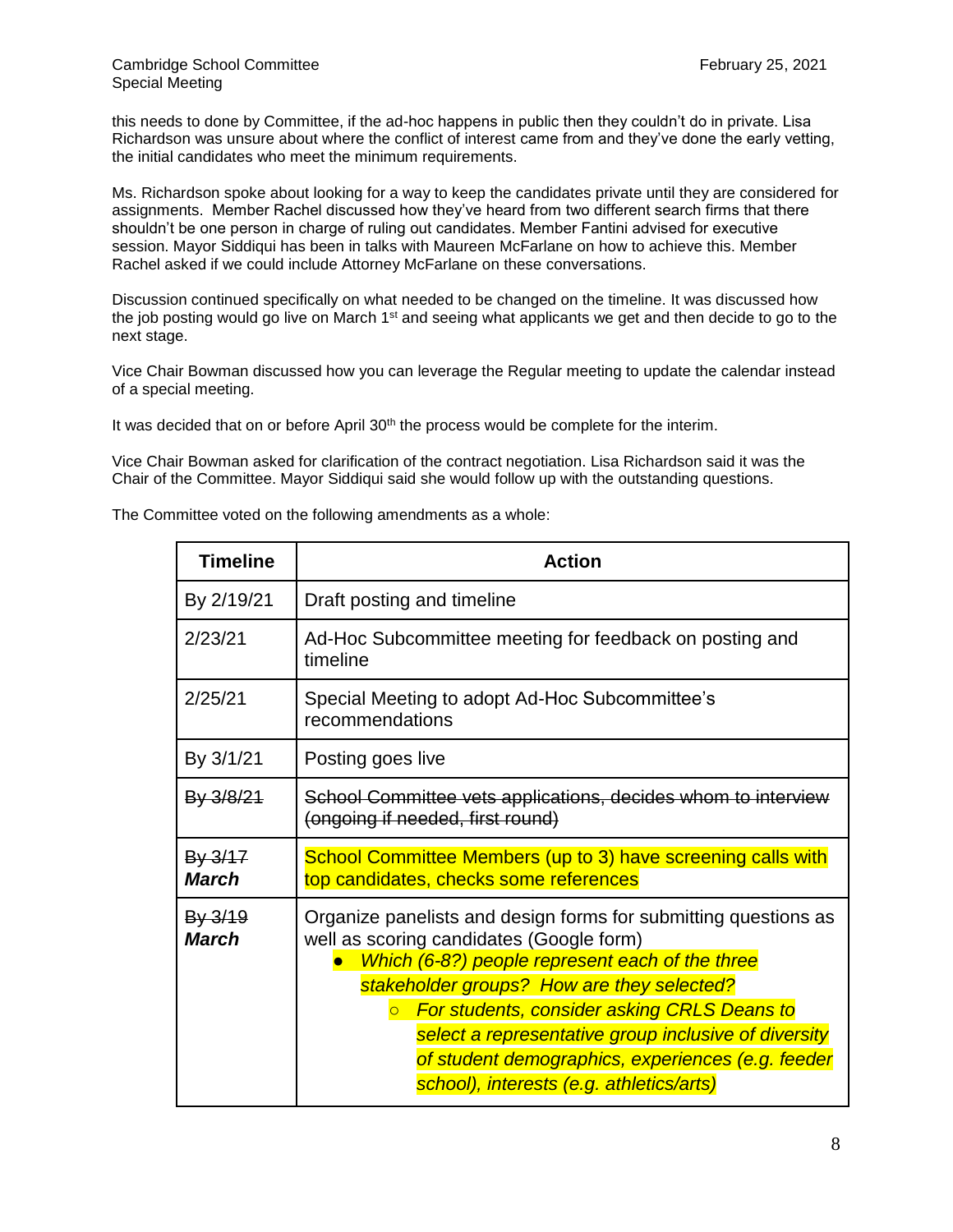this needs to done by Committee, if the ad-hoc happens in public then they couldn't do in private. Lisa Richardson was unsure about where the conflict of interest came from and they've done the early vetting, the initial candidates who meet the minimum requirements.

Ms. Richardson spoke about looking for a way to keep the candidates private until they are considered for assignments. Member Rachel discussed how they've heard from two different search firms that there shouldn't be one person in charge of ruling out candidates. Member Fantini advised for executive session. Mayor Siddiqui has been in talks with Maureen McFarlane on how to achieve this. Member Rachel asked if we could include Attorney McFarlane on these conversations.

Discussion continued specifically on what needed to be changed on the timeline. It was discussed how the job posting would go live on March 1st and seeing what applicants we get and then decide to go to the next stage.

Vice Chair Bowman discussed how you can leverage the Regular meeting to update the calendar instead of a special meeting.

It was decided that on or before April 30th the process would be complete for the interim.

Vice Chair Bowman asked for clarification of the contract negotiation. Lisa Richardson said it was the Chair of the Committee. Mayor Siddiqui said she would follow up with the outstanding questions.

The Committee voted on the following amendments as a whole:

| Timeline | Action |
|---|---|
| By 2/19/21 | Draft posting and timeline |
| 2/23/21 | Ad-Hoc Subcommittee meeting for feedback on posting and timeline |
| 2/25/21 | Special Meeting to adopt Ad-Hoc Subcommittee's recommendations |
| By 3/1/21 | Posting goes live |
| ~~By 3/8/21~~ | ~~School Committee vets applications, decides whom to interview (ongoing if needed, first round)~~ |
| ~~By 3/17~~ ***March*** | School Committee Members (up to 3) have screening calls with top candidates, checks some references |
| ~~By 3/19~~ ***March*** | Organize panelists and design forms for submitting questions as well as scoring candidates (Google form)<br>• *Which (6-8?) people represent each of the three stakeholder groups? How are they selected?*<br>  ○ *For students, consider asking CRLS Deans to select a representative group inclusive of diversity of student demographics, experiences (e.g. feeder school), interests (e.g. athletics/arts)* |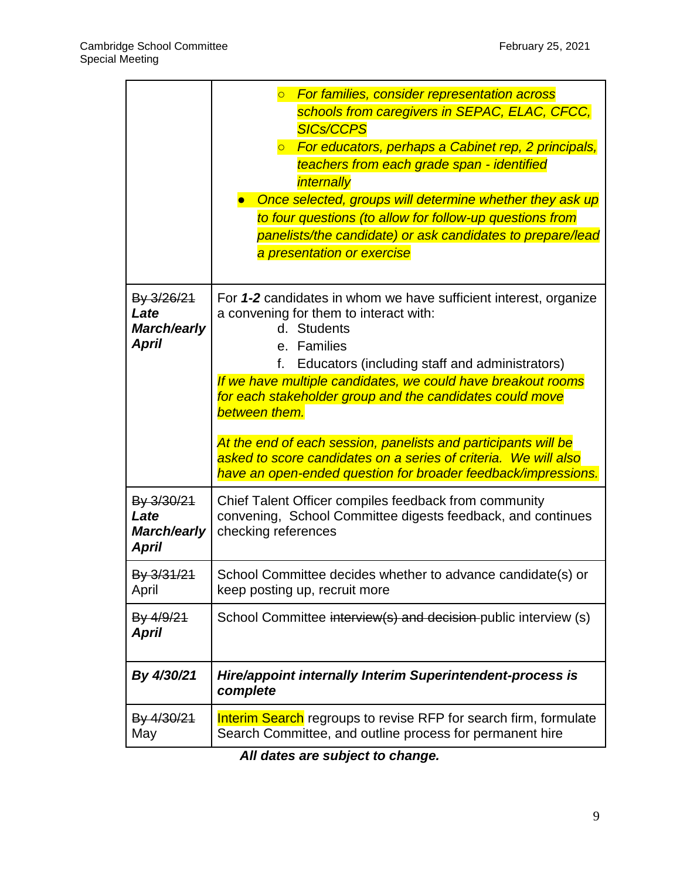| | |
|---|---|
| | ○ *For families, consider representation across schools from caregivers in SEPAC, ELAC, CFCC, SICs/CCPS*<br>○ *For educators, perhaps a Cabinet rep, 2 principals, teachers from each grade span - identified internally*<br>● *Once selected, groups will determine whether they ask up to four questions (to allow for follow-up questions from panelists/the candidate) or ask candidates to prepare/lead a presentation or exercise* |
| ~~By 3/26/21~~ ***Late March/early April*** | For ***1-2*** candidates in whom we have sufficient interest, organize a convening for them to interact with:<br>d. Students<br>e. Families<br>f. Educators (including staff and administrators)<br>*If we have multiple candidates, we could have breakout rooms for each stakeholder group and the candidates could move between them.*<br><br>*At the end of each session, panelists and participants will be asked to score candidates on a series of criteria. We will also have an open-ended question for broader feedback/impressions.* |
| ~~By 3/30/21~~ ***Late March/early April*** | Chief Talent Officer compiles feedback from community convening, School Committee digests feedback, and continues checking references |
| ~~By 3/31/21~~ April | School Committee decides whether to advance candidate(s) or keep posting up, recruit more |
| ~~By 4/9/21~~ ***April*** | School Committee ~~interview(s) and decision~~ public interview (s) |
| ***By 4/30/21*** | ***Hire/appoint internally Interim Superintendent-process is complete*** |
| ~~By 4/30/21~~ May | Interim Search regroups to revise RFP for search firm, formulate Search Committee, and outline process for permanent hire |

***All dates are subject to change.***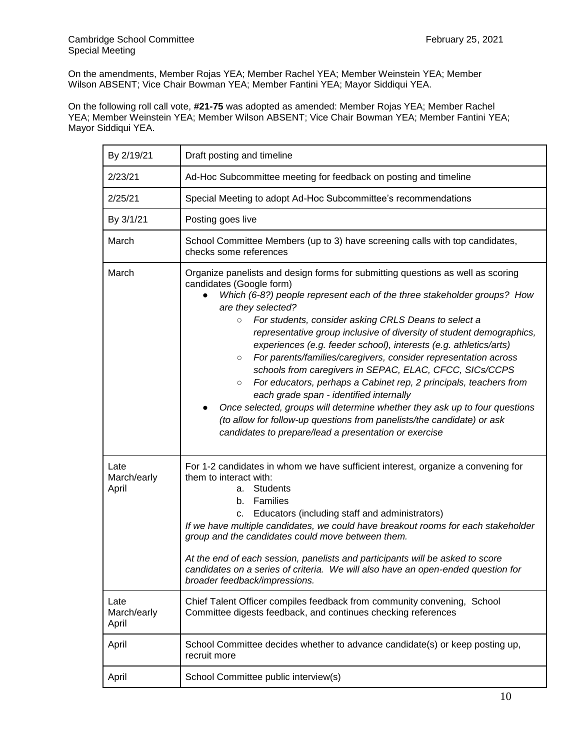On the amendments, Member Rojas YEA; Member Rachel YEA; Member Weinstein YEA; Member Wilson ABSENT; Vice Chair Bowman YEA; Member Fantini YEA; Mayor Siddiqui YEA.

On the following roll call vote, **#21-75** was adopted as amended: Member Rojas YEA; Member Rachel YEA; Member Weinstein YEA; Member Wilson ABSENT; Vice Chair Bowman YEA; Member Fantini YEA; Mayor Siddiqui YEA.

| | |
|---|---|
| By 2/19/21 | Draft posting and timeline |
| 2/23/21 | Ad-Hoc Subcommittee meeting for feedback on posting and timeline |
| 2/25/21 | Special Meeting to adopt Ad-Hoc Subcommittee's recommendations |
| By 3/1/21 | Posting goes live |
| March | School Committee Members (up to 3) have screening calls with top candidates, checks some references |
| March | Organize panelists and design forms for submitting questions as well as scoring candidates (Google form)<br>● *Which (6-8?) people represent each of the three stakeholder groups? How are they selected?*<br>○ *For students, consider asking CRLS Deans to select a representative group inclusive of diversity of student demographics, experiences (e.g. feeder school), interests (e.g. athletics/arts)*<br>○ *For parents/families/caregivers, consider representation across schools from caregivers in SEPAC, ELAC, CFCC, SICs/CCPS*<br>○ *For educators, perhaps a Cabinet rep, 2 principals, teachers from each grade span - identified internally*<br>● *Once selected, groups will determine whether they ask up to four questions (to allow for follow-up questions from panelists/the candidate) or ask candidates to prepare/lead a presentation or exercise* |
| Late March/early April | For 1-2 candidates in whom we have sufficient interest, organize a convening for them to interact with:<br>a. Students<br>b. Families<br>c. Educators (including staff and administrators)<br>*If we have multiple candidates, we could have breakout rooms for each stakeholder group and the candidates could move between them.*<br><br>*At the end of each session, panelists and participants will be asked to score candidates on a series of criteria. We will also have an open-ended question for broader feedback/impressions.* |
| Late March/early April | Chief Talent Officer compiles feedback from community convening, School Committee digests feedback, and continues checking references |
| April | School Committee decides whether to advance candidate(s) or keep posting up, recruit more |
| April | School Committee public interview(s) |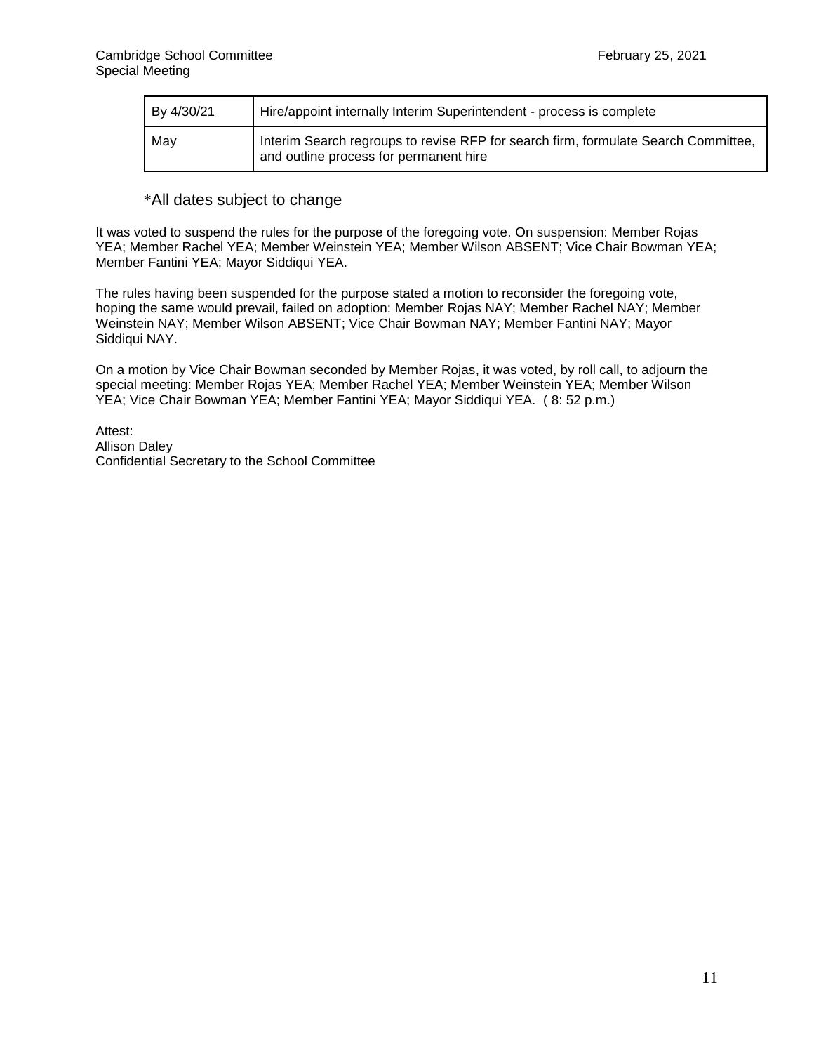| | |
|---|---|
| By 4/30/21 | Hire/appoint internally Interim Superintendent - process is complete |
| May | Interim Search regroups to revise RFP for search firm, formulate Search Committee, and outline process for permanent hire |

*All dates subject to change

It was voted to suspend the rules for the purpose of the foregoing vote. On suspension: Member Rojas YEA; Member Rachel YEA; Member Weinstein YEA; Member Wilson ABSENT; Vice Chair Bowman YEA; Member Fantini YEA; Mayor Siddiqui YEA.

The rules having been suspended for the purpose stated a motion to reconsider the foregoing vote, hoping the same would prevail, failed on adoption: Member Rojas NAY; Member Rachel NAY; Member Weinstein NAY; Member Wilson ABSENT; Vice Chair Bowman NAY; Member Fantini NAY; Mayor Siddiqui NAY.

On a motion by Vice Chair Bowman seconded by Member Rojas, it was voted, by roll call, to adjourn the special meeting: Member Rojas YEA; Member Rachel YEA; Member Weinstein YEA; Member Wilson YEA; Vice Chair Bowman YEA; Member Fantini YEA; Mayor Siddiqui YEA. ( 8: 52 p.m.)

Attest:
Allison Daley
Confidential Secretary to the School Committee